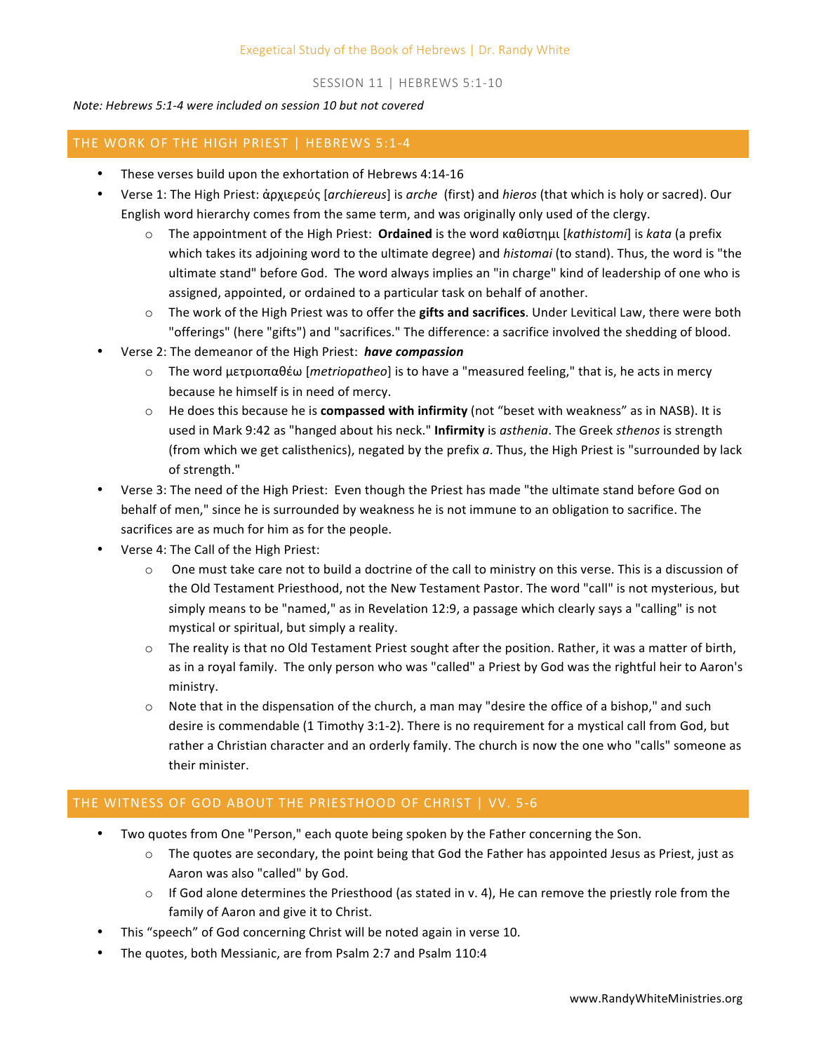Exegetical Study of the Book of Hebrews | Dr. Randy White

SESSION 11 | HEBREWS 5:1-10

*Note: Hebrews 5:1-4 were included on session 10 but not covered*

## THE WORK OF THE HIGH PRIEST | HEBREWS 5:1-4

- These verses build upon the exhortation of Hebrews 4:14-16
- Verse 1: The High Priest: ἀρχιερεύς [*archiereus*] is *arche* (first) and *hieros* (that which is holy or sacred). Our English word hierarchy comes from the same term, and was originally only used of the clergy.
  - The appointment of the High Priest: **Ordained** is the word καθίστημι [*kathistomi*] is *kata* (a prefix which takes its adjoining word to the ultimate degree) and *histomai* (to stand). Thus, the word is "the ultimate stand" before God. The word always implies an "in charge" kind of leadership of one who is assigned, appointed, or ordained to a particular task on behalf of another.
  - The work of the High Priest was to offer the **gifts and sacrifices**. Under Levitical Law, there were both "offerings" (here "gifts") and "sacrifices." The difference: a sacrifice involved the shedding of blood.
- Verse 2: The demeanor of the High Priest: ***have compassion***
  - The word μετριοπαθέω [*metriopatheo*] is to have a "measured feeling," that is, he acts in mercy because he himself is in need of mercy.
  - He does this because he is **compassed with infirmity** (not "beset with weakness" as in NASB). It is used in Mark 9:42 as "hanged about his neck." **Infirmity** is *asthenia*. The Greek *sthenos* is strength (from which we get calisthenics), negated by the prefix *a*. Thus, the High Priest is "surrounded by lack of strength."
- Verse 3: The need of the High Priest: Even though the Priest has made "the ultimate stand before God on behalf of men," since he is surrounded by weakness he is not immune to an obligation to sacrifice. The sacrifices are as much for him as for the people.
- Verse 4: The Call of the High Priest:
  - One must take care not to build a doctrine of the call to ministry on this verse. This is a discussion of the Old Testament Priesthood, not the New Testament Pastor. The word "call" is not mysterious, but simply means to be "named," as in Revelation 12:9, a passage which clearly says a "calling" is not mystical or spiritual, but simply a reality.
  - The reality is that no Old Testament Priest sought after the position. Rather, it was a matter of birth, as in a royal family. The only person who was "called" a Priest by God was the rightful heir to Aaron's ministry.
  - Note that in the dispensation of the church, a man may "desire the office of a bishop," and such desire is commendable (1 Timothy 3:1-2). There is no requirement for a mystical call from God, but rather a Christian character and an orderly family. The church is now the one who "calls" someone as their minister.

## THE WITNESS OF GOD ABOUT THE PRIESTHOOD OF CHRIST | VV. 5-6

- Two quotes from One "Person," each quote being spoken by the Father concerning the Son.
  - The quotes are secondary, the point being that God the Father has appointed Jesus as Priest, just as Aaron was also "called" by God.
  - If God alone determines the Priesthood (as stated in v. 4), He can remove the priestly role from the family of Aaron and give it to Christ.
- This "speech" of God concerning Christ will be noted again in verse 10.
- The quotes, both Messianic, are from Psalm 2:7 and Psalm 110:4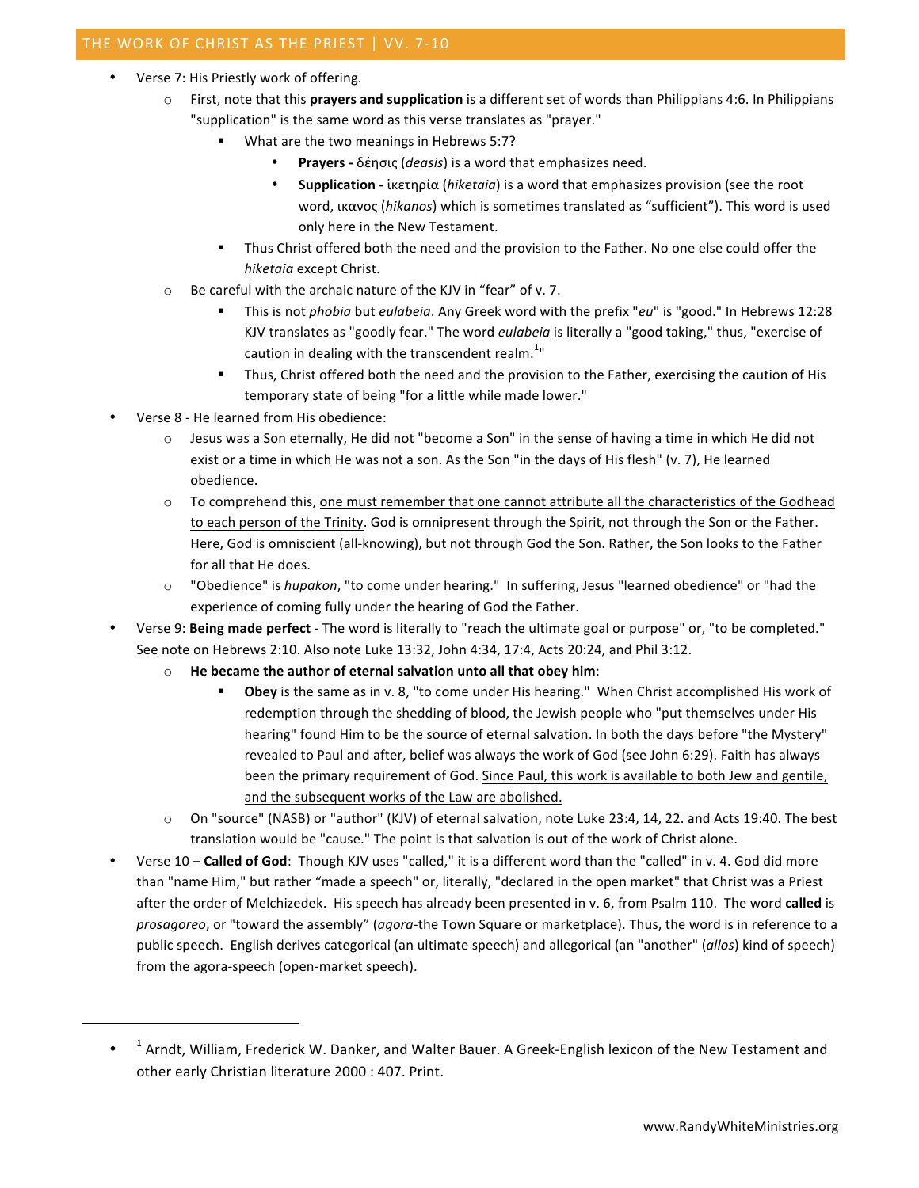## THE WORK OF CHRIST AS THE PRIEST | VV. 7-10

- Verse 7: His Priestly work of offering.
  - First, note that this **prayers and supplication** is a different set of words than Philippians 4:6. In Philippians "supplication" is the same word as this verse translates as "prayer."
    - What are the two meanings in Hebrews 5:7?
      - **Prayers -** δέησις (*deasis*) is a word that emphasizes need.
      - **Supplication -** ἱκετηρία (*hiketaia*) is a word that emphasizes provision (see the root word, ικανος (*hikanos*) which is sometimes translated as "sufficient"). This word is used only here in the New Testament.
    - Thus Christ offered both the need and the provision to the Father. No one else could offer the *hiketaia* except Christ.
  - Be careful with the archaic nature of the KJV in "fear" of v. 7.
    - This is not *phobia* but *eulabeia*. Any Greek word with the prefix "*eu*" is "good." In Hebrews 12:28 KJV translates as "goodly fear." The word *eulabeia* is literally a "good taking," thus, "exercise of caution in dealing with the transcendent realm.[1]"
    - Thus, Christ offered both the need and the provision to the Father, exercising the caution of His temporary state of being "for a little while made lower."
- Verse 8 - He learned from His obedience:
  - Jesus was a Son eternally, He did not "become a Son" in the sense of having a time in which He did not exist or a time in which He was not a son. As the Son "in the days of His flesh" (v. 7), He learned obedience.
  - To comprehend this, <u>one must remember that one cannot attribute all the characteristics of the Godhead to each person of the Trinity</u>. God is omnipresent through the Spirit, not through the Son or the Father. Here, God is omniscient (all-knowing), but not through God the Son. Rather, the Son looks to the Father for all that He does.
  - "Obedience" is *hupakon*, "to come under hearing." In suffering, Jesus "learned obedience" or "had the experience of coming fully under the hearing of God the Father.
- Verse 9: **Being made perfect** - The word is literally to "reach the ultimate goal or purpose" or, "to be completed." See note on Hebrews 2:10. Also note Luke 13:32, John 4:34, 17:4, Acts 20:24, and Phil 3:12.
  - **He became the author of eternal salvation unto all that obey him**:
    - **Obey** is the same as in v. 8, "to come under His hearing." When Christ accomplished His work of redemption through the shedding of blood, the Jewish people who "put themselves under His hearing" found Him to be the source of eternal salvation. In both the days before "the Mystery" revealed to Paul and after, belief was always the work of God (see John 6:29). Faith has always been the primary requirement of God. <u>Since Paul, this work is available to both Jew and gentile, and the subsequent works of the Law are abolished.</u>
  - On "source" (NASB) or "author" (KJV) of eternal salvation, note Luke 23:4, 14, 22. and Acts 19:40. The best translation would be "cause." The point is that salvation is out of the work of Christ alone.
- Verse 10 – **Called of God**: Though KJV uses "called," it is a different word than the "called" in v. 4. God did more than "name Him," but rather "made a speech" or, literally, "declared in the open market" that Christ was a Priest after the order of Melchizedek. His speech has already been presented in v. 6, from Psalm 110. The word **called** is *prosagoreo*, or "toward the assembly" (*agora*-the Town Square or marketplace). Thus, the word is in reference to a public speech. English derives categorical (an ultimate speech) and allegorical (an "another" (*allos*) kind of speech) from the agora-speech (open-market speech).

---

- [1] Arndt, William, Frederick W. Danker, and Walter Bauer. A Greek-English lexicon of the New Testament and other early Christian literature 2000 : 407. Print.

www.RandyWhiteMinistries.org